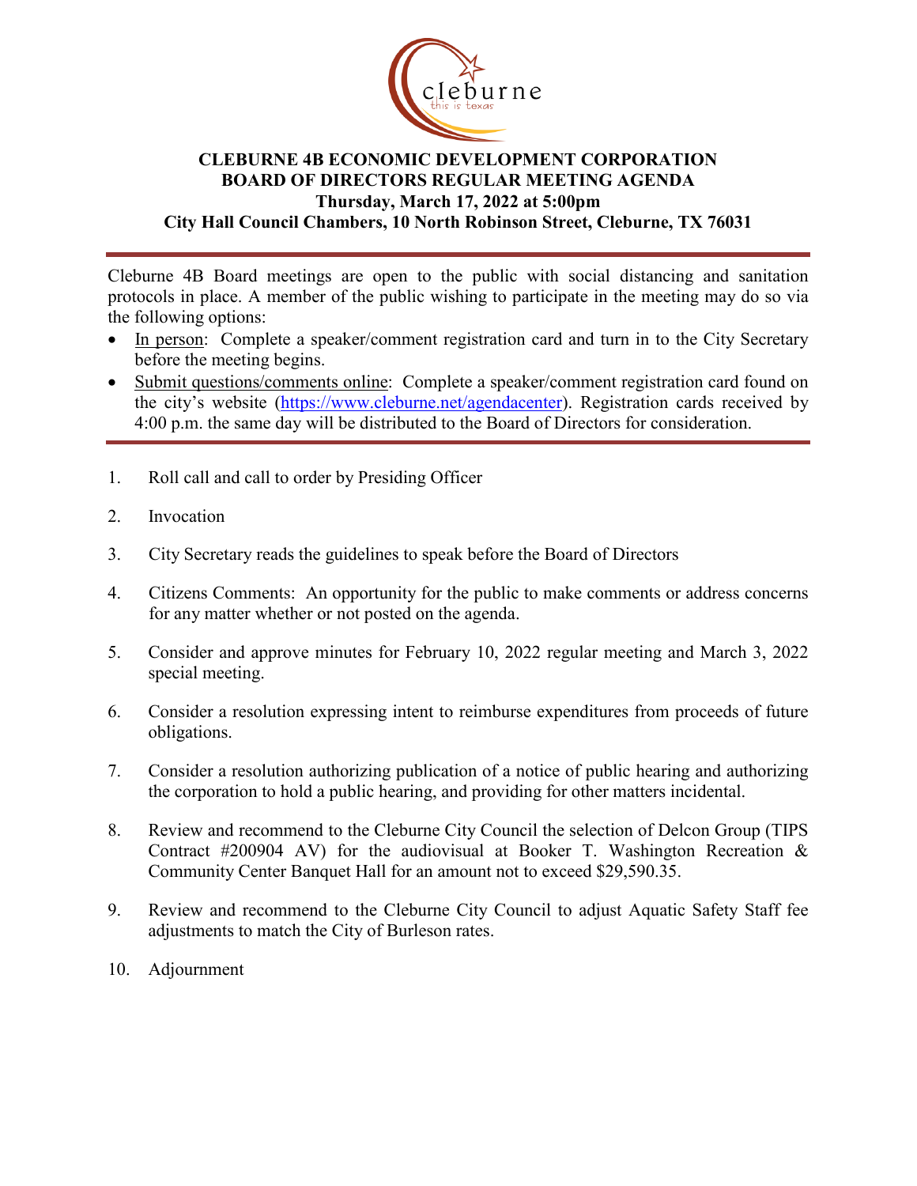# CLEBURNE 4B ECONOMIC DEVELOPMENT CORPORATION
## BOARD OF DIRECTORS REGULAR MEETING AGENDA
### Thursday, March 17, 2022 at 5:00pm
### City Hall Council Chambers, 10 North Robinson Street, Cleburne, TX 76031

---

Cleburne 4B Board meetings are open to the public with social distancing and sanitation protocols in place. A member of the public wishing to participate in the meeting may do so via the following options:

- In person: Complete a speaker/comment registration card and turn in to the City Secretary before the meeting begins.
- Submit questions/comments online: Complete a speaker/comment registration card found on the city's website (https://www.cleburne.net/agendacenter). Registration cards received by 4:00 p.m. the same day will be distributed to the Board of Directors for consideration.

---

1. Roll call and call to order by Presiding Officer

2. Invocation

3. City Secretary reads the guidelines to speak before the Board of Directors

4. Citizens Comments: An opportunity for the public to make comments or address concerns for any matter whether or not posted on the agenda.

5. Consider and approve minutes for February 10, 2022 regular meeting and March 3, 2022 special meeting.

6. Consider a resolution expressing intent to reimburse expenditures from proceeds of future obligations.

7. Consider a resolution authorizing publication of a notice of public hearing and authorizing the corporation to hold a public hearing, and providing for other matters incidental.

8. Review and recommend to the Cleburne City Council the selection of Delcon Group (TIPS Contract #200904 AV) for the audiovisual at Booker T. Washington Recreation & Community Center Banquet Hall for an amount not to exceed $29,590.35.

9. Review and recommend to the Cleburne City Council to adjust Aquatic Safety Staff fee adjustments to match the City of Burleson rates.

10. Adjournment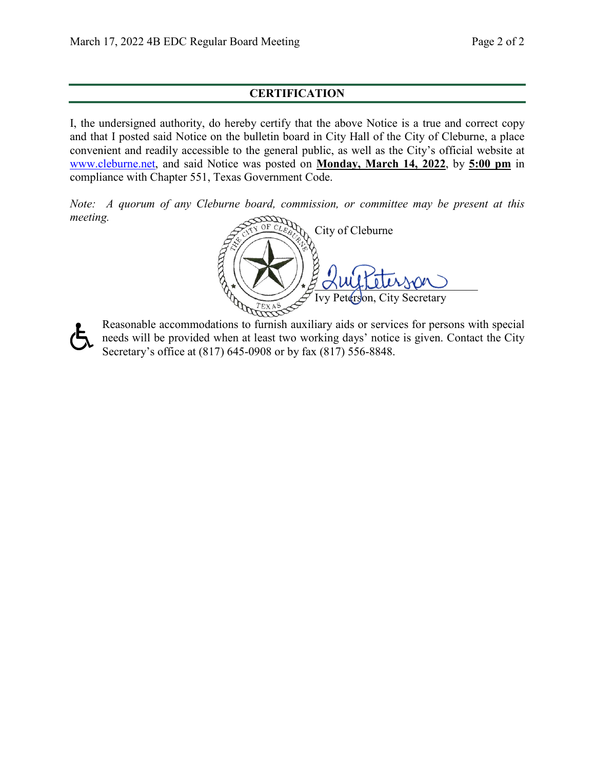## CERTIFICATION

I, the undersigned authority, do hereby certify that the above Notice is a true and correct copy and that I posted said Notice on the bulletin board in City Hall of the City of Cleburne, a place convenient and readily accessible to the general public, as well as the City's official website at www.cleburne.net, and said Notice was posted on **Monday, March 14, 2022**, by **5:00 pm** in compliance with Chapter 551, Texas Government Code.

*Note: A quorum of any Cleburne board, commission, or committee may be present at this meeting.*

City of Cleburne

Ivy Peterson, City Secretary

Reasonable accommodations to furnish auxiliary aids or services for persons with special needs will be provided when at least two working days' notice is given. Contact the City Secretary's office at (817) 645-0908 or by fax (817) 556-8848.